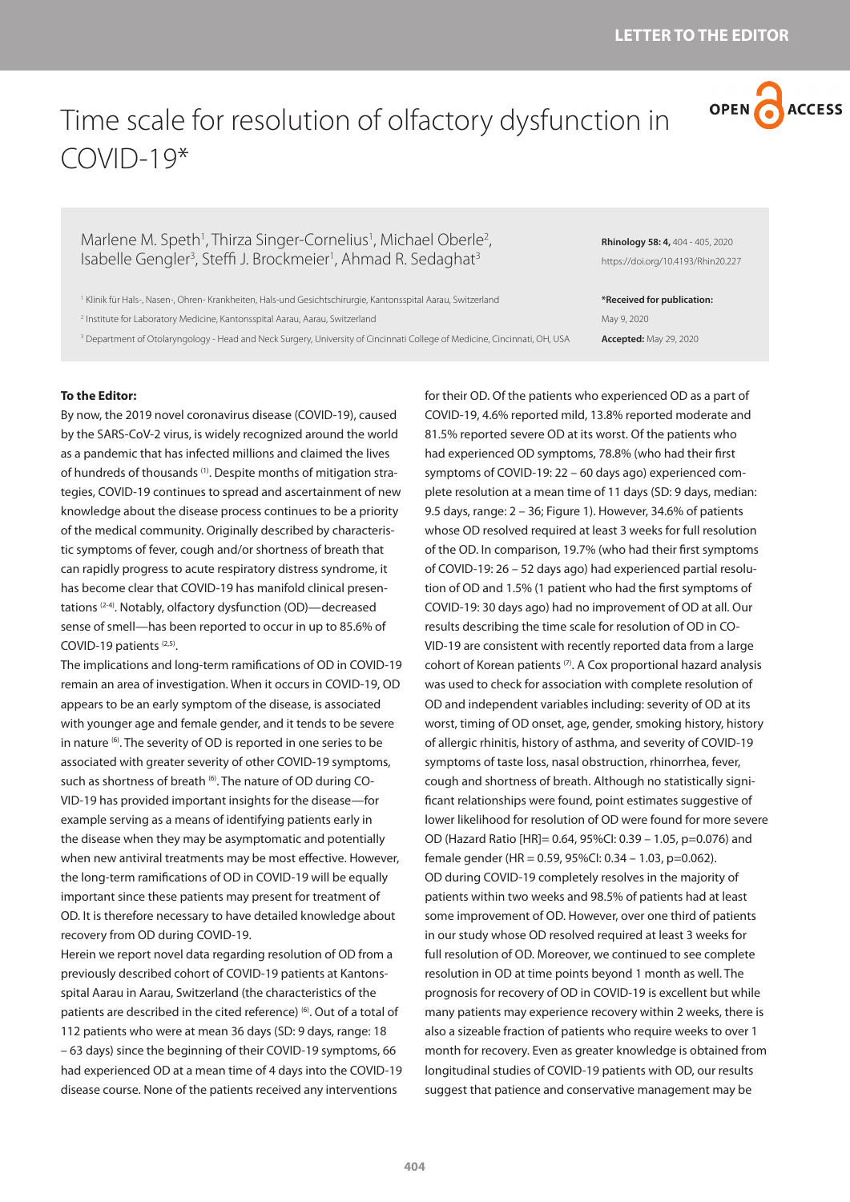LETTER TO THE EDITOR

# Time scale for resolution of olfactory dysfunction in COVID-19*

Marlene M. Speth[1], Thirza Singer-Cornelius[1], Michael Oberle[2], Isabelle Gengler[3], Steffi J. Brockmeier[1], Ahmad R. Sedaghat[3]

[1] Klinik für Hals-, Nasen-, Ohren- Krankheiten, Hals-und Gesichtschirurgie, Kantonsspital Aarau, Aarau, Switzerland

[2] Institute for Laboratory Medicine, Kantonsspital Aarau, Aarau, Switzerland

[3] Department of Otolaryngology - Head and Neck Surgery, University of Cincinnati College of Medicine, Cincinnati, OH, USA

**Rhinology 58: 4,** 404 - 405, 2020

https://doi.org/10.4193/Rhin20.227

***Received for publication:**

May 9, 2020

**Accepted:** May 29, 2020

**To the Editor:**

By now, the 2019 novel coronavirus disease (COVID-19), caused by the SARS-CoV-2 virus, is widely recognized around the world as a pandemic that has infected millions and claimed the lives of hundreds of thousands [1]. Despite months of mitigation strategies, COVID-19 continues to spread and ascertainment of new knowledge about the disease process continues to be a priority of the medical community. Originally described by characteristic symptoms of fever, cough and/or shortness of breath that can rapidly progress to acute respiratory distress syndrome, it has become clear that COVID-19 has manifold clinical presentations [2-4]. Notably, olfactory dysfunction (OD)—decreased sense of smell—has been reported to occur in up to 85.6% of COVID-19 patients [2,5].

The implications and long-term ramifications of OD in COVID-19 remain an area of investigation. When it occurs in COVID-19, OD appears to be an early symptom of the disease, is associated with younger age and female gender, and it tends to be severe in nature [6]. The severity of OD is reported in one series to be associated with greater severity of other COVID-19 symptoms, such as shortness of breath [6]. The nature of OD during COVID-19 has provided important insights for the disease—for example serving as a means of identifying patients early in the disease when they may be asymptomatic and potentially when new antiviral treatments may be most effective. However, the long-term ramifications of OD in COVID-19 will be equally important since these patients may present for treatment of OD. It is therefore necessary to have detailed knowledge about recovery from OD during COVID-19.

Herein we report novel data regarding resolution of OD from a previously described cohort of COVID-19 patients at Kantonsspital Aarau in Aarau, Switzerland (the characteristics of the patients are described in the cited reference) [6]. Out of a total of 112 patients who were at mean 36 days (SD: 9 days, range: 18 – 63 days) since the beginning of their COVID-19 symptoms, 66 had experienced OD at a mean time of 4 days into the COVID-19 disease course. None of the patients received any interventions for their OD. Of the patients who experienced OD as a part of COVID-19, 4.6% reported mild, 13.8% reported moderate and 81.5% reported severe OD at its worst. Of the patients who had experienced OD symptoms, 78.8% (who had their first symptoms of COVID-19: 22 – 60 days ago) experienced complete resolution at a mean time of 11 days (SD: 9 days, median: 9.5 days, range: 2 – 36; Figure 1). However, 34.6% of patients whose OD resolved required at least 3 weeks for full resolution of the OD. In comparison, 19.7% (who had their first symptoms of COVID-19: 26 – 52 days ago) had experienced partial resolution of OD and 1.5% (1 patient who had the first symptoms of COVID-19: 30 days ago) had no improvement of OD at all. Our results describing the time scale for resolution of OD in COVID-19 are consistent with recently reported data from a large cohort of Korean patients [7]. A Cox proportional hazard analysis was used to check for association with complete resolution of OD and independent variables including: severity of OD at its worst, timing of OD onset, age, gender, smoking history, history of allergic rhinitis, history of asthma, and severity of COVID-19 symptoms of taste loss, nasal obstruction, rhinorrhea, fever, cough and shortness of breath. Although no statistically significant relationships were found, point estimates suggestive of lower likelihood for resolution of OD were found for more severe OD (Hazard Ratio [HR]= 0.64, 95%CI: 0.39 – 1.05, $p=0.076$) and female gender (HR = 0.59, 95%CI: 0.34 – 1.03, $p=0.062$).

OD during COVID-19 completely resolves in the majority of patients within two weeks and 98.5% of patients had at least some improvement of OD. However, over one third of patients in our study whose OD resolved required at least 3 weeks for full resolution of OD. Moreover, we continued to see complete resolution in OD at time points beyond 1 month as well. The prognosis for recovery of OD in COVID-19 is excellent but while many patients may experience recovery within 2 weeks, there is also a sizeable fraction of patients who require weeks to over 1 month for recovery. Even as greater knowledge is obtained from longitudinal studies of COVID-19 patients with OD, our results suggest that patience and conservative management may be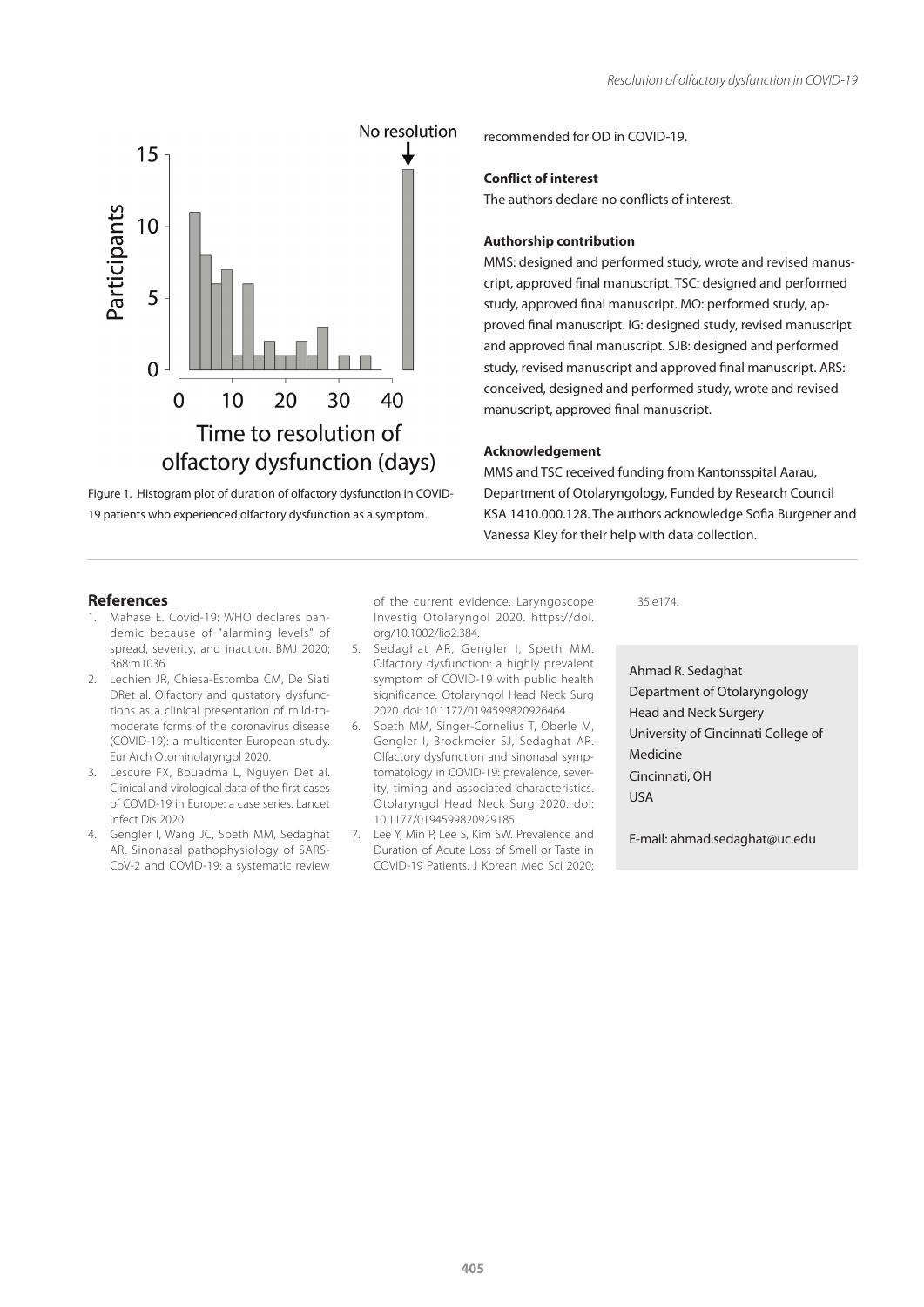No resolution

15

10

5

0

Participants

0 10 20 30 40

Time to resolution of olfactory dysfunction (days)

Figure 1. Histogram plot of duration of olfactory dysfunction in COVID-19 patients who experienced olfactory dysfunction as a symptom.

recommended for OD in COVID-19.

**Conflict of interest**

The authors declare no conflicts of interest.

**Authorship contribution**

MMS: designed and performed study, wrote and revised manuscript, approved final manuscript. TSC: designed and performed study, approved final manuscript. MO: performed study, approved final manuscript. IG: designed study, revised manuscript and approved final manuscript. SJB: designed and performed study, revised manuscript and approved final manuscript. ARS: conceived, designed and performed study, wrote and revised manuscript, approved final manuscript.

**Acknowledgement**

MMS and TSC received funding from Kantonsspital Aarau, Department of Otolaryngology, Funded by Research Council KSA 1410.000.128. The authors acknowledge Sofia Burgener and Vanessa Kley for their help with data collection.

## References

1. Mahase E. Covid-19: WHO declares pandemic because of "alarming levels" of spread, severity, and inaction. BMJ 2020; 368:m1036.
2. Lechien JR, Chiesa-Estomba CM, De Siati DRet al. Olfactory and gustatory dysfunctions as a clinical presentation of mild-to-moderate forms of the coronavirus disease (COVID-19): a multicenter European study. Eur Arch Otorhinolaryngol 2020.
3. Lescure FX, Bouadma L, Nguyen Det al. Clinical and virological data of the first cases of COVID-19 in Europe: a case series. Lancet Infect Dis 2020.
4. Gengler I, Wang JC, Speth MM, Sedaghat AR. Sinonasal pathophysiology of SARS-CoV-2 and COVID-19: a systematic review of the current evidence. Laryngoscope Investig Otolaryngol 2020. https://doi.org/10.1002/lio2.384.
5. Sedaghat AR, Gengler I, Speth MM. Olfactory dysfunction: a highly prevalent symptom of COVID-19 with public health significance. Otolaryngol Head Neck Surg 2020. doi: 10.1177/0194599820926464.
6. Speth MM, Singer-Cornelius T, Oberle M, Gengler I, Brockmeier SJ, Sedaghat AR. Olfactory dysfunction and sinonasal symptomatology in COVID-19: prevalence, severity, timing and associated characteristics. Otolaryngol Head Neck Surg 2020. doi: 10.1177/0194599820929185.
7. Lee Y, Min P, Lee S, Kim SW. Prevalence and Duration of Acute Loss of Smell or Taste in COVID-19 Patients. J Korean Med Sci 2020; 35:e174.

Ahmad R. Sedaghat
Department of Otolaryngology
Head and Neck Surgery
University of Cincinnati College of Medicine
Cincinnati, OH
USA

E-mail: ahmad.sedaghat@uc.edu